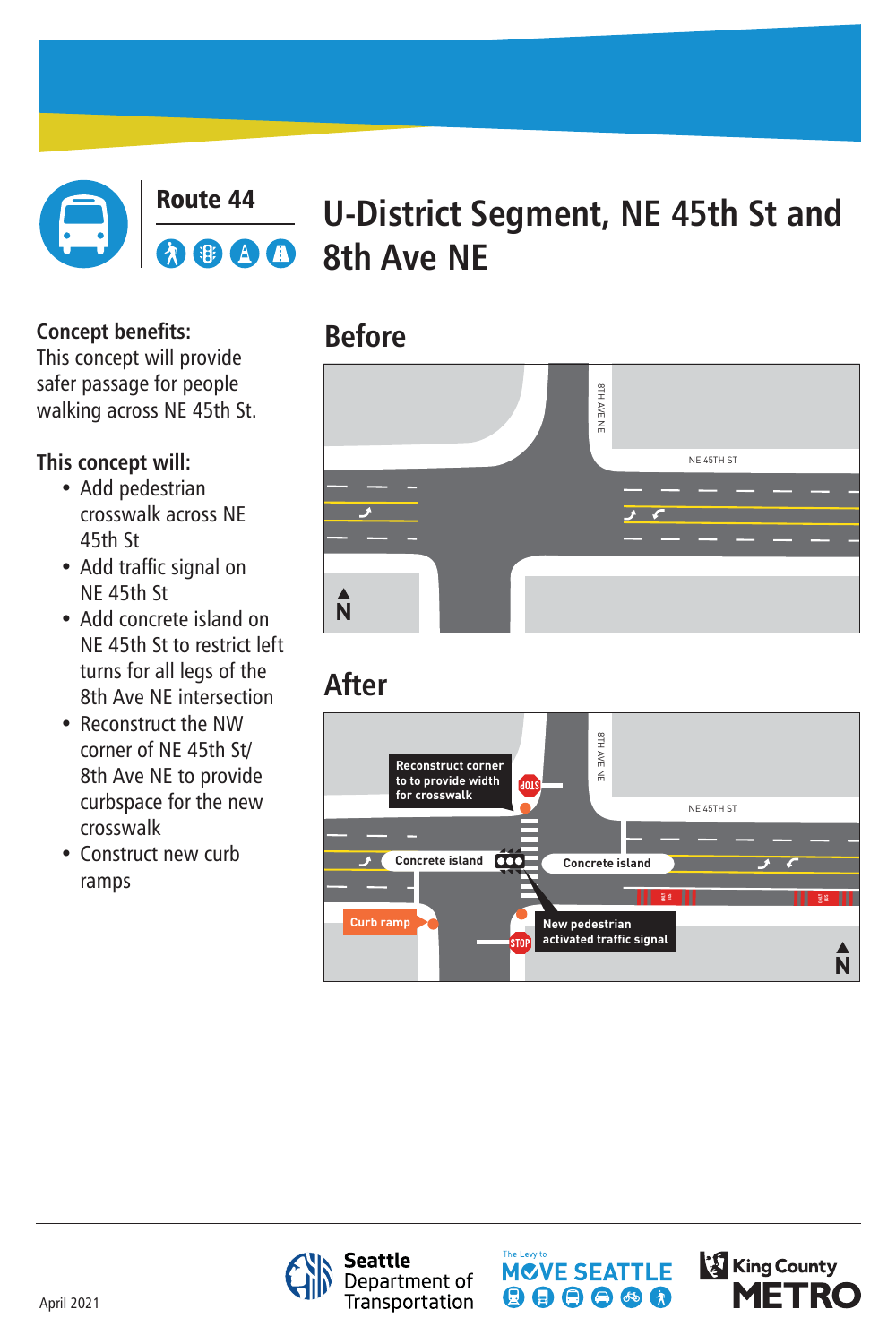# Route 44

# U-District Segment, NE 45th St and 8th Ave NE

**Concept benefits:**
This concept will provide safer passage for people walking across NE 45th St.

**This concept will:**

- Add pedestrian crosswalk across NE 45th St
- Add traffic signal on NE 45th St
- Add concrete island on NE 45th St to restrict left turns for all legs of the 8th Ave NE intersection
- Reconstruct the NW corner of NE 45th St/ 8th Ave NE to provide curbspace for the new crosswalk
- Construct new curb ramps

## Before

8TH AVE NE

NE 45TH ST

N

## After

Reconstruct corner to to provide width for crosswalk

STOP

8TH AVE NE

NE 45TH ST

Concrete island

Concrete island

Curb ramp

New pedestrian activated traffic signal

STOP

N

April 2021

Seattle Department of Transportation

The Levy to MOVE SEATTLE

King County METRO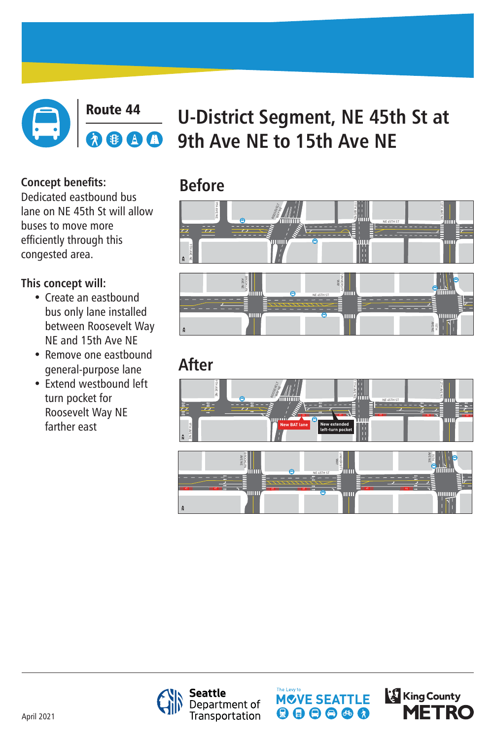# Route 44

# U-District Segment, NE 45th St at 9th Ave NE to 15th Ave NE

**Concept benefits:**
Dedicated eastbound bus lane on NE 45th St will allow buses to move more efficiently through this congested area.

**This concept will:**

- Create an eastbound bus only lane installed between Roosevelt Way NE and 15th Ave NE
- Remove one eastbound general-purpose lane
- Extend westbound left turn pocket for Roosevelt Way NE farther east

## Before

## After

New BAT lane

New extended left-turn pocket

April 2021

Seattle Department of Transportation

The Levy to MOVE SEATTLE

King County METRO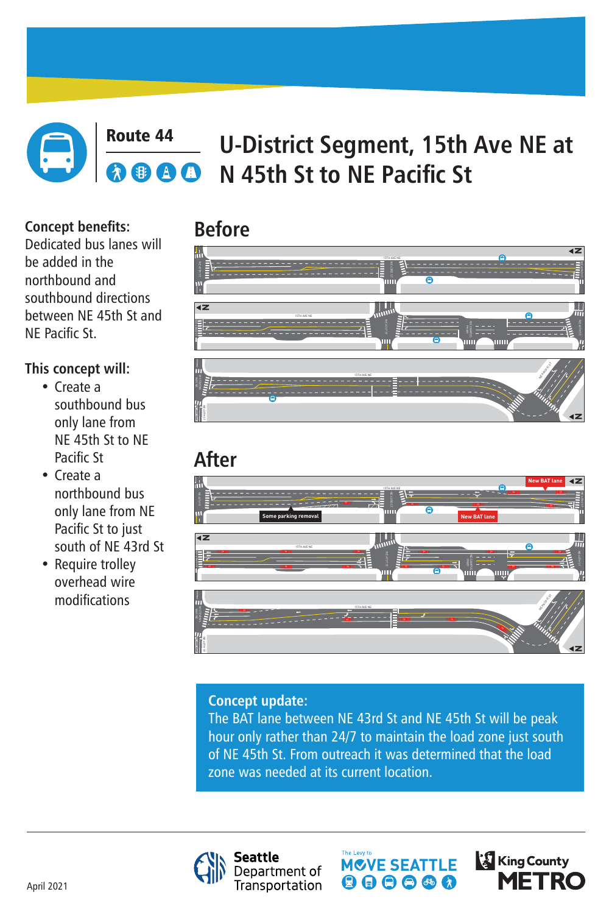Route 44

# U-District Segment, 15th Ave NE at N 45th St to NE Pacific St

**Concept benefits:**
Dedicated bus lanes will be added in the northbound and southbound directions between NE 45th St and NE Pacific St.

**This concept will:**

- Create a southbound bus only lane from NE 45th St to NE Pacific St
- Create a northbound bus only lane from NE Pacific St to just south of NE 43rd St
- Require trolley overhead wire modifications

## Before

## After

New BAT lane

Some parking removal

New BAT lane

**Concept update:**
The BAT lane between NE 43rd St and NE 45th St will be peak hour only rather than 24/7 to maintain the load zone just south of NE 45th St. From outreach it was determined that the load zone was needed at its current location.

April 2021

Seattle Department of Transportation

The Levy to MOVE SEATTLE

King County METRO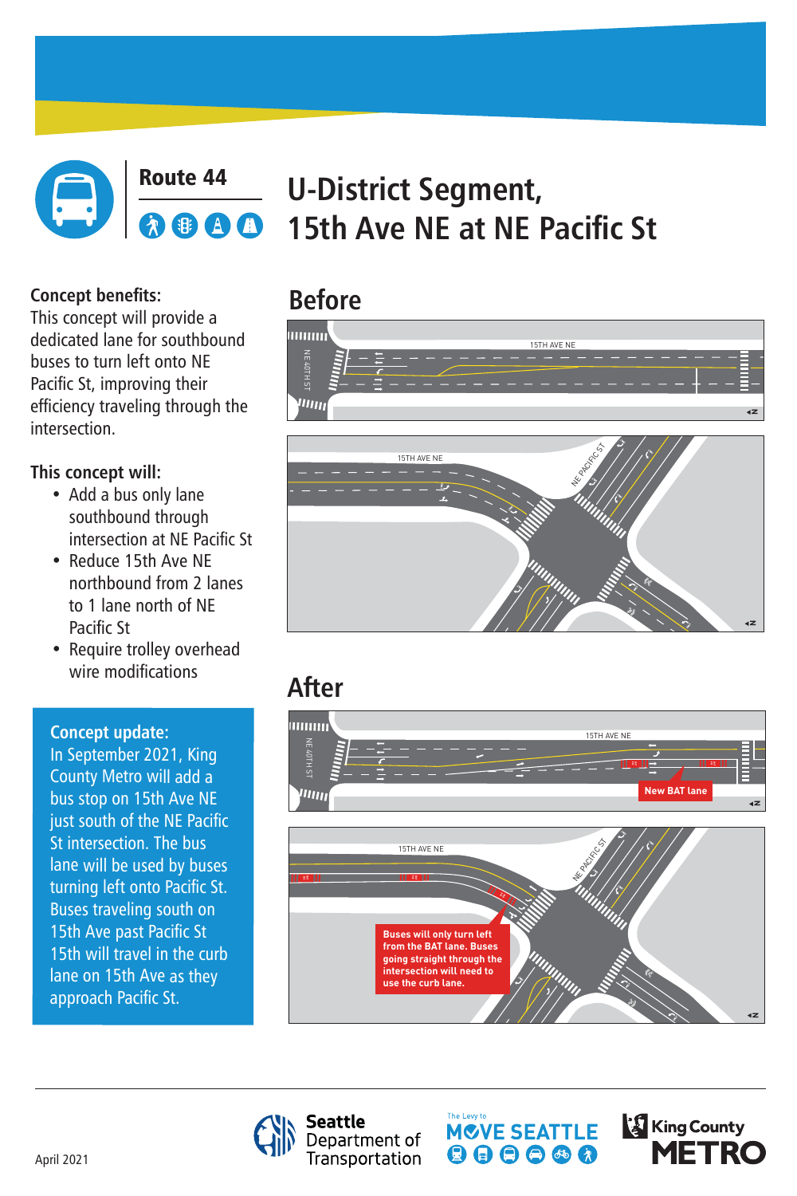# Route 44

# U-District Segment, 15th Ave NE at NE Pacific St

**Concept benefits:**
This concept will provide a dedicated lane for southbound buses to turn left onto NE Pacific St, improving their efficiency traveling through the intersection.

**This concept will:**

- Add a bus only lane southbound through intersection at NE Pacific St
- Reduce 15th Ave NE northbound from 2 lanes to 1 lane north of NE Pacific St
- Require trolley overhead wire modifications

**Concept update:**
In September 2021, King County Metro will add a bus stop on 15th Ave NE just south of the NE Pacific St intersection. The bus lane will be used by buses turning left onto Pacific St. Buses traveling south on 15th Ave past Pacific St 15th will travel in the curb lane on 15th Ave as they approach Pacific St.

## Before

NE 40TH ST
15TH AVE NE

15TH AVE NE
NE PACIFIC ST

## After

NE 40TH ST
15TH AVE NE
New BAT lane

15TH AVE NE
NE PACIFIC ST
Buses will only turn left from the BAT lane. Buses going straight through the intersection will need to use the curb lane.

April 2021

Seattle Department of Transportation

The Levy to MOVE SEATTLE

King County METRO